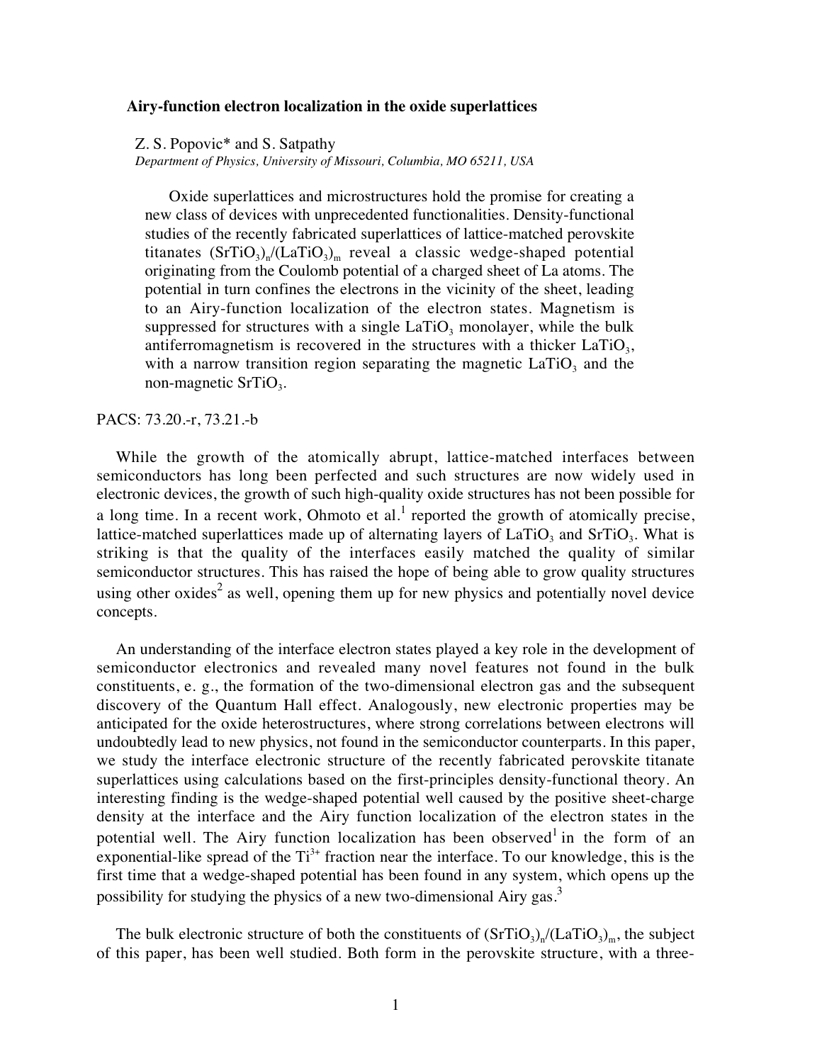# Airy-function electron localization in the oxide superlattices

Z. S. Popovic* and S. Satpathy

*Department of Physics, University of Missouri, Columbia, MO 65211, USA*

Oxide superlattices and microstructures hold the promise for creating a new class of devices with unprecedented functionalities. Density-functional studies of the recently fabricated superlattices of lattice-matched perovskite titanates $(SrTiO_3)_n/(LaTiO_3)_m$ reveal a classic wedge-shaped potential originating from the Coulomb potential of a charged sheet of La atoms. The potential in turn confines the electrons in the vicinity of the sheet, leading to an Airy-function localization of the electron states. Magnetism is suppressed for structures with a single $LaTiO_3$ monolayer, while the bulk antiferromagnetism is recovered in the structures with a thicker $LaTiO_3$, with a narrow transition region separating the magnetic $LaTiO_3$ and the non-magnetic $SrTiO_3$.

PACS: 73.20.-r, 73.21.-b

While the growth of the atomically abrupt, lattice-matched interfaces between semiconductors has long been perfected and such structures are now widely used in electronic devices, the growth of such high-quality oxide structures has not been possible for a long time. In a recent work, Ohmoto et al.[1] reported the growth of atomically precise, lattice-matched superlattices made up of alternating layers of $LaTiO_3$ and $SrTiO_3$. What is striking is that the quality of the interfaces easily matched the quality of similar semiconductor structures. This has raised the hope of being able to grow quality structures using other oxides[2] as well, opening them up for new physics and potentially novel device concepts.

An understanding of the interface electron states played a key role in the development of semiconductor electronics and revealed many novel features not found in the bulk constituents, e. g., the formation of the two-dimensional electron gas and the subsequent discovery of the Quantum Hall effect. Analogously, new electronic properties may be anticipated for the oxide heterostructures, where strong correlations between electrons will undoubtedly lead to new physics, not found in the semiconductor counterparts. In this paper, we study the interface electronic structure of the recently fabricated perovskite titanate superlattices using calculations based on the first-principles density-functional theory. An interesting finding is the wedge-shaped potential well caused by the positive sheet-charge density at the interface and the Airy function localization of the electron states in the potential well. The Airy function localization has been observed[1] in the form of an exponential-like spread of the $Ti^{3+}$ fraction near the interface. To our knowledge, this is the first time that a wedge-shaped potential has been found in any system, which opens up the possibility for studying the physics of a new two-dimensional Airy gas.[3]

The bulk electronic structure of both the constituents of $(SrTiO_3)_n/(LaTiO_3)_m$, the subject of this paper, has been well studied. Both form in the perovskite structure, with a three-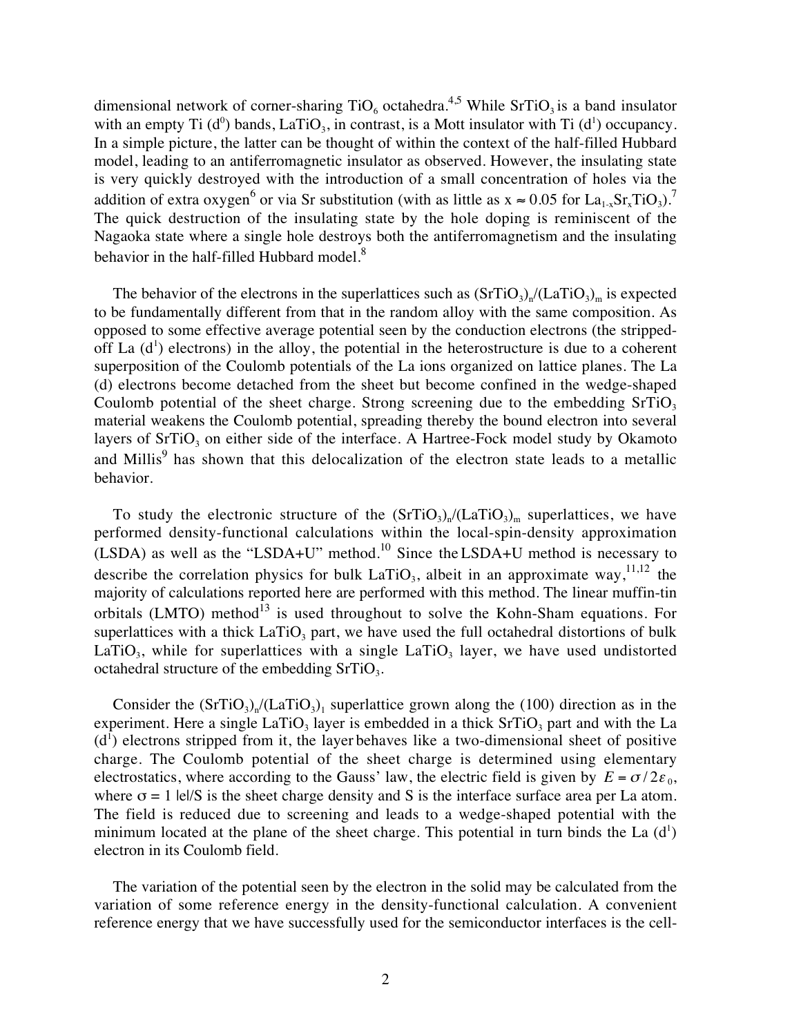dimensional network of corner-sharing $TiO_6$ octahedra.[4,5] While $SrTiO_3$ is a band insulator with an empty Ti ($d^0$) bands, $LaTiO_3$, in contrast, is a Mott insulator with Ti ($d^1$) occupancy. In a simple picture, the latter can be thought of within the context of the half-filled Hubbard model, leading to an antiferromagnetic insulator as observed. However, the insulating state is very quickly destroyed with the introduction of a small concentration of holes via the addition of extra oxygen[6] or via Sr substitution (with as little as $x \approx 0.05$ for $La_{1-x}Sr_xTiO_3$).[7] The quick destruction of the insulating state by the hole doping is reminiscent of the Nagaoka state where a single hole destroys both the antiferromagnetism and the insulating behavior in the half-filled Hubbard model.[8]

The behavior of the electrons in the superlattices such as $(SrTiO_3)_n/(LaTiO_3)_m$ is expected to be fundamentally different from that in the random alloy with the same composition. As opposed to some effective average potential seen by the conduction electrons (the stripped-off La ($d^1$) electrons) in the alloy, the potential in the heterostructure is due to a coherent superposition of the Coulomb potentials of the La ions organized on lattice planes. The La (d) electrons become detached from the sheet but become confined in the wedge-shaped Coulomb potential of the sheet charge. Strong screening due to the embedding $SrTiO_3$ material weakens the Coulomb potential, spreading thereby the bound electron into several layers of $SrTiO_3$ on either side of the interface. A Hartree-Fock model study by Okamoto and Millis[9] has shown that this delocalization of the electron state leads to a metallic behavior.

To study the electronic structure of the $(SrTiO_3)_n/(LaTiO_3)_m$ superlattices, we have performed density-functional calculations within the local-spin-density approximation (LSDA) as well as the "LSDA+U" method.[10] Since the LSDA+U method is necessary to describe the correlation physics for bulk $LaTiO_3$, albeit in an approximate way,[11,12] the majority of calculations reported here are performed with this method. The linear muffin-tin orbitals (LMTO) method[13] is used throughout to solve the Kohn-Sham equations. For superlattices with a thick $LaTiO_3$ part, we have used the full octahedral distortions of bulk $LaTiO_3$, while for superlattices with a single $LaTiO_3$ layer, we have used undistorted octahedral structure of the embedding $SrTiO_3$.

Consider the $(SrTiO_3)_n/(LaTiO_3)_1$ superlattice grown along the (100) direction as in the experiment. Here a single $LaTiO_3$ layer is embedded in a thick $SrTiO_3$ part and with the La ($d^1$) electrons stripped from it, the layer behaves like a two-dimensional sheet of positive charge. The Coulomb potential of the sheet charge is determined using elementary electrostatics, where according to the Gauss' law, the electric field is given by $E = \sigma / 2\varepsilon_0$, where $\sigma = 1\ |e|/S$ is the sheet charge density and S is the interface surface area per La atom. The field is reduced due to screening and leads to a wedge-shaped potential with the minimum located at the plane of the sheet charge. This potential in turn binds the La ($d^1$) electron in its Coulomb field.

The variation of the potential seen by the electron in the solid may be calculated from the variation of some reference energy in the density-functional calculation. A convenient reference energy that we have successfully used for the semiconductor interfaces is the cell-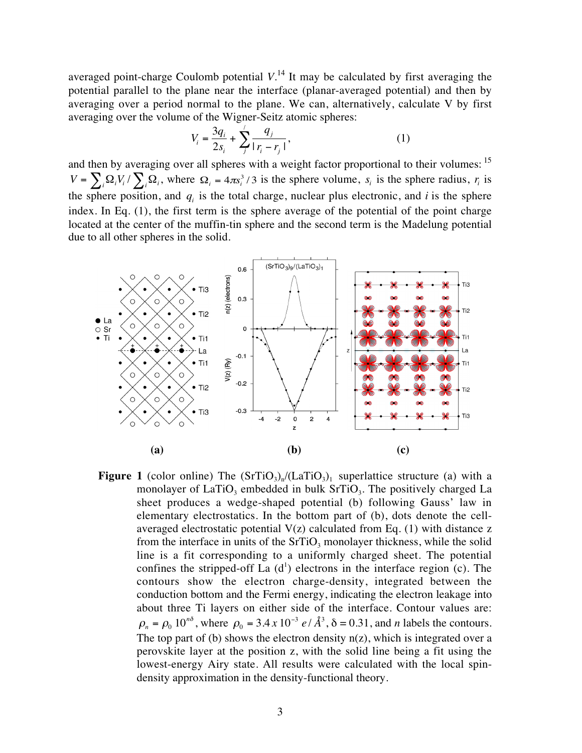averaged point-charge Coulomb potential $V$.[14] It may be calculated by first averaging the potential parallel to the plane near the interface (planar-averaged potential) and then by averaging over a period normal to the plane. We can, alternatively, calculate V by first averaging over the volume of the Wigner-Seitz atomic spheres:

$$V_i = \frac{3q_i}{2s_i} + \sum_j^{\prime} \frac{q_j}{|r_i - r_j|}, \tag{1}$$

and then by averaging over all spheres with a weight factor proportional to their volumes: [15] $V = \sum_i \Omega_i V_i / \sum_i \Omega_i$, where $\Omega_i = 4\pi s_i^3/3$ is the sphere volume, $s_i$ is the sphere radius, $r_i$ is the sphere position, and $q_i$ is the total charge, nuclear plus electronic, and $i$ is the sphere index. In Eq. (1), the first term is the sphere average of the potential of the point charge located at the center of the muffin-tin sphere and the second term is the Madelung potential due to all other spheres in the solid.

**Figure 1** (color online) The $(SrTiO_3)_n/(LaTiO_3)_1$ superlattice structure (a) with a monolayer of $LaTiO_3$ embedded in bulk $SrTiO_3$. The positively charged La sheet produces a wedge-shaped potential (b) following Gauss' law in elementary electrostatics. In the bottom part of (b), dots denote the cell-averaged electrostatic potential V(z) calculated from Eq. (1) with distance z from the interface in units of the $SrTiO_3$ monolayer thickness, while the solid line is a fit corresponding to a uniformly charged sheet. The potential confines the stripped-off La ($d^1$) electrons in the interface region (c). The contours show the electron charge-density, integrated between the conduction bottom and the Fermi energy, indicating the electron leakage into about three Ti layers on either side of the interface. Contour values are: $\rho_n = \rho_0\, 10^{n\delta}$, where $\rho_0 = 3.4 \times 10^{-3}\ e/\text{Å}^3$, $\delta = 0.31$, and $n$ labels the contours. The top part of (b) shows the electron density n(z), which is integrated over a perovskite layer at the position z, with the solid line being a fit using the lowest-energy Airy state. All results were calculated with the local spin-density approximation in the density-functional theory.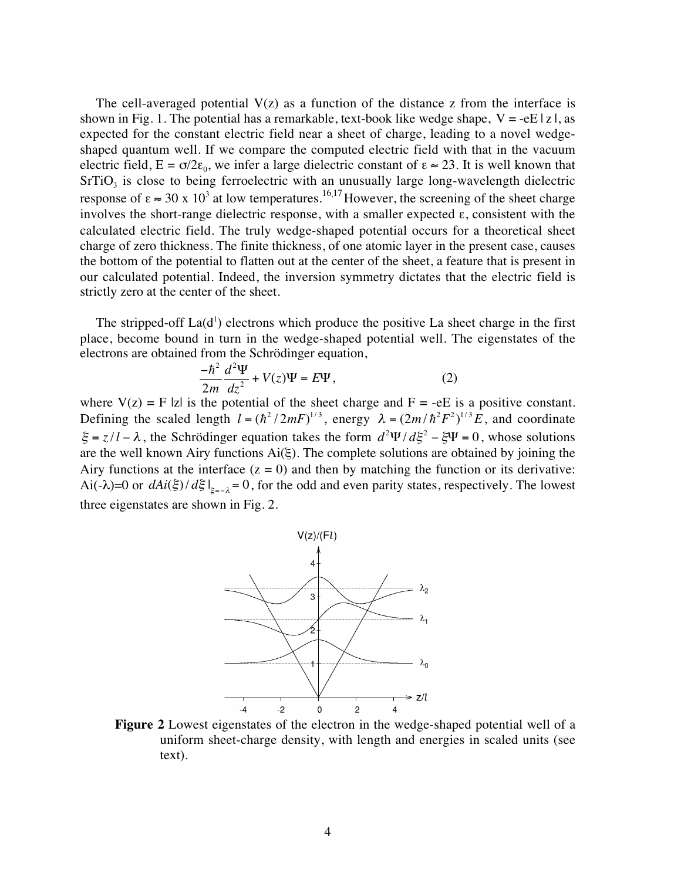The cell-averaged potential V(z) as a function of the distance z from the interface is shown in Fig. 1. The potential has a remarkable, text-book like wedge shape, $V = -eE\,|\,z\,|$, as expected for the constant electric field near a sheet of charge, leading to a novel wedge-shaped quantum well. If we compare the computed electric field with that in the vacuum electric field, $E = \sigma/2\varepsilon_0$, we infer a large dielectric constant of $\varepsilon \approx 23$. It is well known that $SrTiO_3$ is close to being ferroelectric with an unusually large long-wavelength dielectric response of $\varepsilon \approx 30 \times 10^3$ at low temperatures.[16,17] However, the screening of the sheet charge involves the short-range dielectric response, with a smaller expected $\varepsilon$, consistent with the calculated electric field. The truly wedge-shaped potential occurs for a theoretical sheet charge of zero thickness. The finite thickness, of one atomic layer in the present case, causes the bottom of the potential to flatten out at the center of the sheet, a feature that is present in our calculated potential. Indeed, the inversion symmetry dictates that the electric field is strictly zero at the center of the sheet.

The stripped-off La($d^1$) electrons which produce the positive La sheet charge in the first place, become bound in turn in the wedge-shaped potential well. The eigenstates of the electrons are obtained from the Schrödinger equation,

$$\frac{-\hbar^2}{2m}\frac{d^2\Psi}{dz^2} + V(z)\Psi = E\Psi, \qquad (2)$$

where $V(z) = F\,|z|$ is the potential of the sheet charge and $F = -eE$ is a positive constant. Defining the scaled length $l = (\hbar^2/2mF)^{1/3}$, energy $\lambda = (2m/\hbar^2F^2)^{1/3}E$, and coordinate $\xi = z/l - \lambda$, the Schrödinger equation takes the form $d^2\Psi/d\xi^2 - \xi\Psi = 0$, whose solutions are the well known Airy functions Ai($\xi$). The complete solutions are obtained by joining the Airy functions at the interface ($z = 0$) and then by matching the function or its derivative: Ai($-\lambda$)=0 or $dAi(\xi)/d\xi\,|_{\xi=-\lambda} = 0$, for the odd and even parity states, respectively. The lowest three eigenstates are shown in Fig. 2.

**Figure 2** Lowest eigenstates of the electron in the wedge-shaped potential well of a uniform sheet-charge density, with length and energies in scaled units (see text).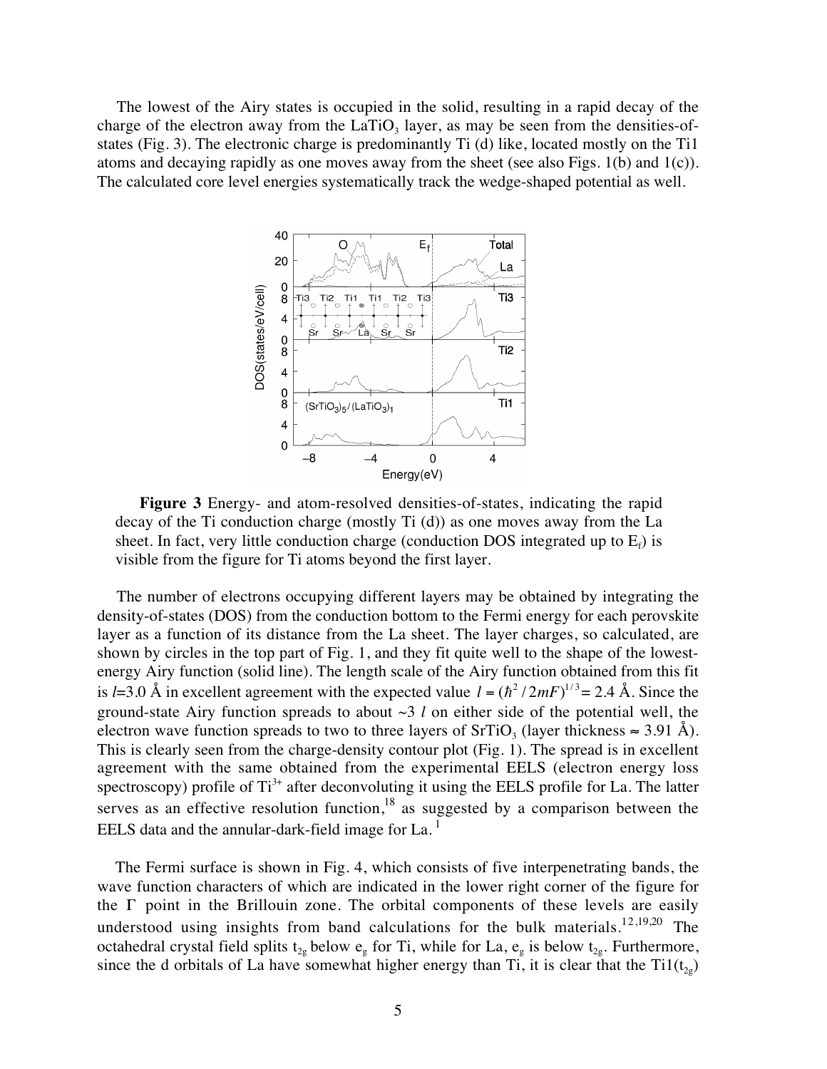The lowest of the Airy states is occupied in the solid, resulting in a rapid decay of the charge of the electron away from the $LaTiO_3$ layer, as may be seen from the densities-of-states (Fig. 3). The electronic charge is predominantly Ti (d) like, located mostly on the Ti1 atoms and decaying rapidly as one moves away from the sheet (see also Figs. 1(b) and 1(c)). The calculated core level energies systematically track the wedge-shaped potential as well.

**Figure 3** Energy- and atom-resolved densities-of-states, indicating the rapid decay of the Ti conduction charge (mostly Ti (d)) as one moves away from the La sheet. In fact, very little conduction charge (conduction DOS integrated up to $E_f$) is visible from the figure for Ti atoms beyond the first layer.

The number of electrons occupying different layers may be obtained by integrating the density-of-states (DOS) from the conduction bottom to the Fermi energy for each perovskite layer as a function of its distance from the La sheet. The layer charges, so calculated, are shown by circles in the top part of Fig. 1, and they fit quite well to the shape of the lowest-energy Airy function (solid line). The length scale of the Airy function obtained from this fit is $l$=3.0 Å in excellent agreement with the expected value $l = (\hbar^2 / 2mF)^{1/3}$= 2.4 Å. Since the ground-state Airy function spreads to about ~3 $l$ on either side of the potential well, the electron wave function spreads to two to three layers of $SrTiO_3$ (layer thickness ≈ 3.91 Å). This is clearly seen from the charge-density contour plot (Fig. 1). The spread is in excellent agreement with the same obtained from the experimental EELS (electron energy loss spectroscopy) profile of $Ti^{3+}$ after deconvoluting it using the EELS profile for La. The latter serves as an effective resolution function,[18] as suggested by a comparison between the EELS data and the annular-dark-field image for La.[1]

The Fermi surface is shown in Fig. 4, which consists of five interpenetrating bands, the wave function characters of which are indicated in the lower right corner of the figure for the Γ point in the Brillouin zone. The orbital components of these levels are easily understood using insights from band calculations for the bulk materials.[12,19,20] The octahedral crystal field splits $t_{2g}$ below $e_g$ for Ti, while for La, $e_g$ is below $t_{2g}$. Furthermore, since the d orbitals of La have somewhat higher energy than Ti, it is clear that the Ti1($t_{2g}$)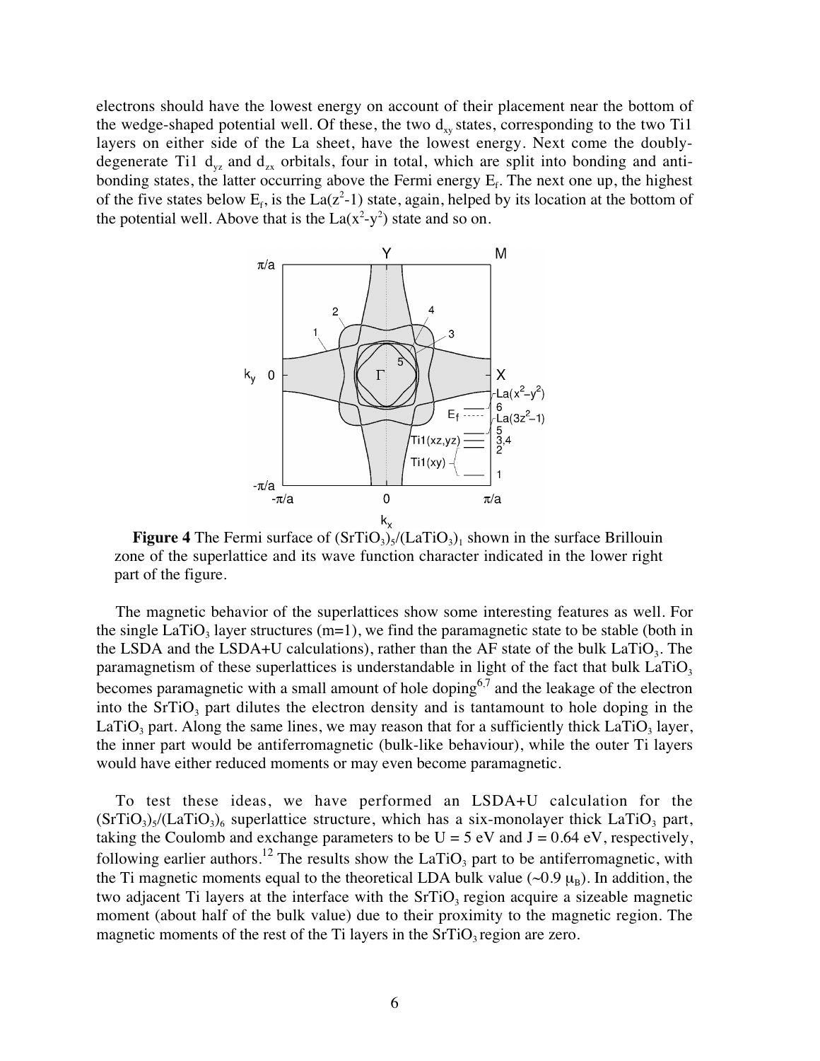electrons should have the lowest energy on account of their placement near the bottom of the wedge-shaped potential well. Of these, the two $d_{xy}$ states, corresponding to the two Ti1 layers on either side of the La sheet, have the lowest energy. Next come the doubly-degenerate Ti1 $d_{yz}$ and $d_{zx}$ orbitals, four in total, which are split into bonding and anti-bonding states, the latter occurring above the Fermi energy $E_f$. The next one up, the highest of the five states below $E_f$, is the La($z^2$-1) state, again, helped by its location at the bottom of the potential well. Above that is the La($x^2$-$y^2$) state and so on.

**Figure 4** The Fermi surface of $(SrTiO_3)_5/(LaTiO_3)_1$ shown in the surface Brillouin zone of the superlattice and its wave function character indicated in the lower right part of the figure.

The magnetic behavior of the superlattices show some interesting features as well. For the single $LaTiO_3$ layer structures (m=1), we find the paramagnetic state to be stable (both in the LSDA and the LSDA+U calculations), rather than the AF state of the bulk $LaTiO_3$. The paramagnetism of these superlattices is understandable in light of the fact that bulk $LaTiO_3$ becomes paramagnetic with a small amount of hole doping[6,7] and the leakage of the electron into the $SrTiO_3$ part dilutes the electron density and is tantamount to hole doping in the $LaTiO_3$ part. Along the same lines, we may reason that for a sufficiently thick $LaTiO_3$ layer, the inner part would be antiferromagnetic (bulk-like behaviour), while the outer Ti layers would have either reduced moments or may even become paramagnetic.

To test these ideas, we have performed an LSDA+U calculation for the $(SrTiO_3)_5/(LaTiO_3)_6$ superlattice structure, which has a six-monolayer thick $LaTiO_3$ part, taking the Coulomb and exchange parameters to be U = 5 eV and J = 0.64 eV, respectively, following earlier authors.[12] The results show the $LaTiO_3$ part to be antiferromagnetic, with the Ti magnetic moments equal to the theoretical LDA bulk value (~0.9 $\mu_B$). In addition, the two adjacent Ti layers at the interface with the $SrTiO_3$ region acquire a sizeable magnetic moment (about half of the bulk value) due to their proximity to the magnetic region. The magnetic moments of the rest of the Ti layers in the $SrTiO_3$ region are zero.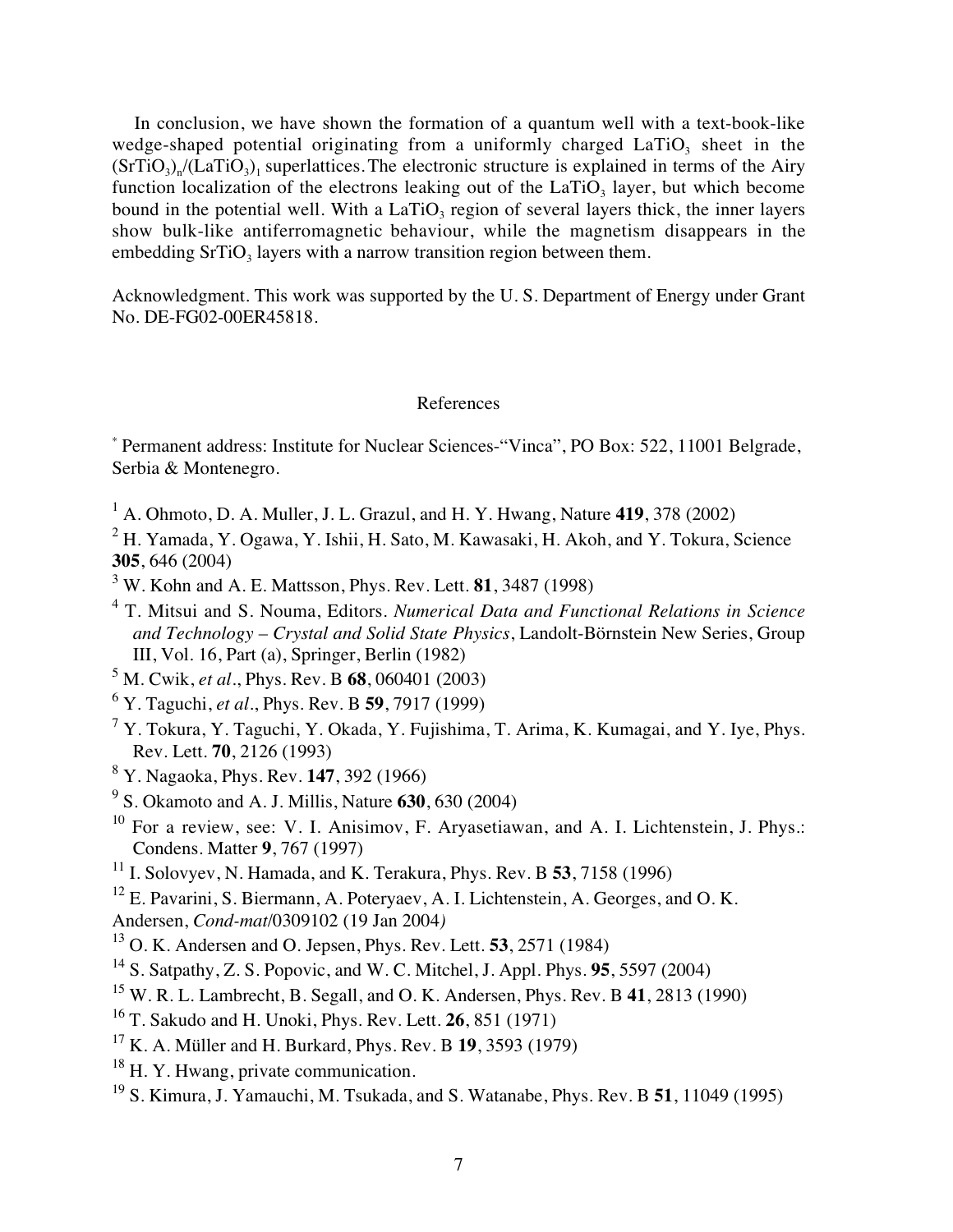In conclusion, we have shown the formation of a quantum well with a text-book-like wedge-shaped potential originating from a uniformly charged $LaTiO_3$ sheet in the $(SrTiO_3)_n/(LaTiO_3)_1$ superlattices. The electronic structure is explained in terms of the Airy function localization of the electrons leaking out of the $LaTiO_3$ layer, but which become bound in the potential well. With a $LaTiO_3$ region of several layers thick, the inner layers show bulk-like antiferromagnetic behaviour, while the magnetism disappears in the embedding $SrTiO_3$ layers with a narrow transition region between them.

Acknowledgment. This work was supported by the U. S. Department of Energy under Grant No. DE-FG02-00ER45818.

## References

[*] Permanent address: Institute for Nuclear Sciences-"Vinca", PO Box: 522, 11001 Belgrade, Serbia & Montenegro.

[1] A. Ohmoto, D. A. Muller, J. L. Grazul, and H. Y. Hwang, Nature **419**, 378 (2002)

[2] H. Yamada, Y. Ogawa, Y. Ishii, H. Sato, M. Kawasaki, H. Akoh, and Y. Tokura, Science **305**, 646 (2004)

[3] W. Kohn and A. E. Mattsson, Phys. Rev. Lett. **81**, 3487 (1998)

[4] T. Mitsui and S. Nouma, Editors. *Numerical Data and Functional Relations in Science and Technology – Crystal and Solid State Physics*, Landolt-Börnstein New Series, Group III, Vol. 16, Part (a), Springer, Berlin (1982)

[5] M. Cwik, *et al*., Phys. Rev. B **68**, 060401 (2003)

[6] Y. Taguchi, *et al*., Phys. Rev. B **59**, 7917 (1999)

[7] Y. Tokura, Y. Taguchi, Y. Okada, Y. Fujishima, T. Arima, K. Kumagai, and Y. Iye, Phys. Rev. Lett. **70**, 2126 (1993)

[8] Y. Nagaoka, Phys. Rev. **147**, 392 (1966)

[9] S. Okamoto and A. J. Millis, Nature **630**, 630 (2004)

[10] For a review, see: V. I. Anisimov, F. Aryasetiawan, and A. I. Lichtenstein, J. Phys.: Condens. Matter **9**, 767 (1997)

[11] I. Solovyev, N. Hamada, and K. Terakura, Phys. Rev. B **53**, 7158 (1996)

[12] E. Pavarini, S. Biermann, A. Poteryaev, A. I. Lichtenstein, A. Georges, and O. K. Andersen, *Cond-mat*/0309102 (19 Jan 2004*)*

[13] O. K. Andersen and O. Jepsen, Phys. Rev. Lett. **53**, 2571 (1984)

[14] S. Satpathy, Z. S. Popovic, and W. C. Mitchel, J. Appl. Phys. **95**, 5597 (2004)

[15] W. R. L. Lambrecht, B. Segall, and O. K. Andersen, Phys. Rev. B **41**, 2813 (1990)

[16] T. Sakudo and H. Unoki, Phys. Rev. Lett. **26**, 851 (1971)

[17] K. A. Müller and H. Burkard, Phys. Rev. B **19**, 3593 (1979)

[18] H. Y. Hwang, private communication.

[19] S. Kimura, J. Yamauchi, M. Tsukada, and S. Watanabe, Phys. Rev. B **51**, 11049 (1995)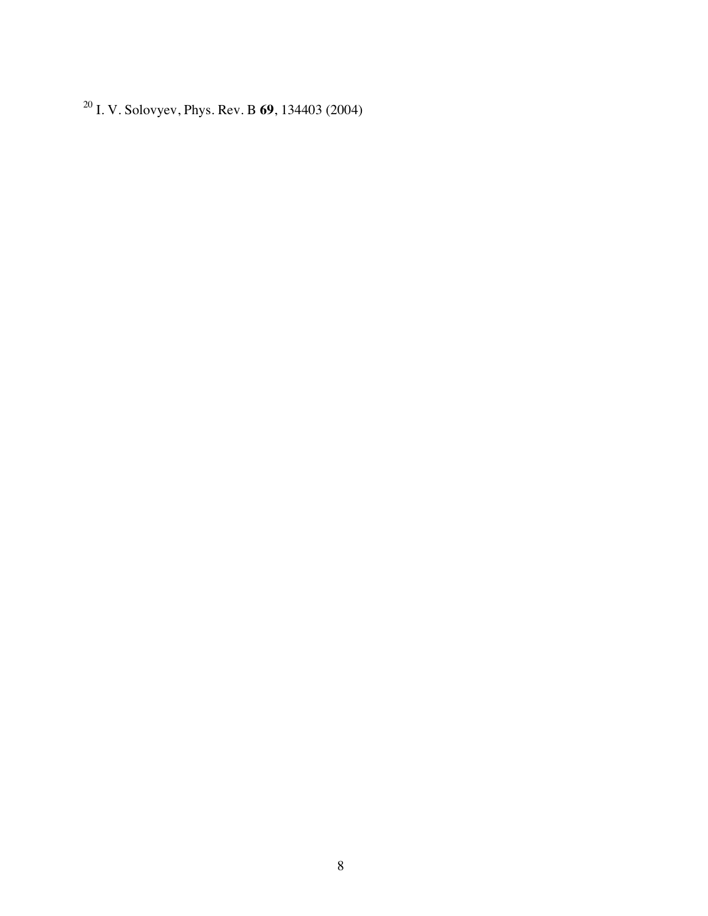[20] I. V. Solovyev, Phys. Rev. B **69**, 134403 (2004)